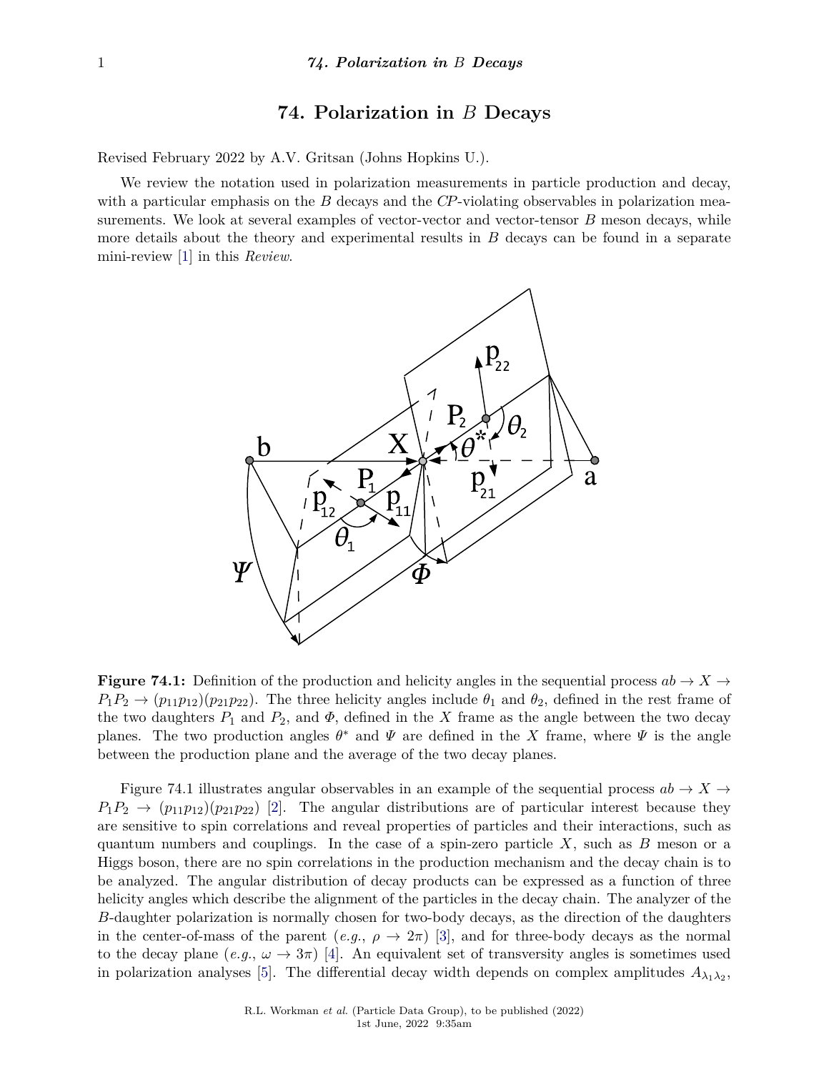# 74. Polarization in $B$ Decays

Revised February 2022 by A.V. Gritsan (Johns Hopkins U.).

We review the notation used in polarization measurements in particle production and decay, with a particular emphasis on the $B$ decays and the $CP$-violating observables in polarization measurements. We look at several examples of vector-vector and vector-tensor $B$ meson decays, while more details about the theory and experimental results in $B$ decays can be found in a separate mini-review [1] in this *Review*.

**Figure 74.1:** Definition of the production and helicity angles in the sequential process $ab \to X \to P_1P_2 \to (p_{11}p_{12})(p_{21}p_{22})$. The three helicity angles include $\theta_1$ and $\theta_2$, defined in the rest frame of the two daughters $P_1$ and $P_2$, and $\Phi$, defined in the $X$ frame as the angle between the two decay planes. The two production angles $\theta^*$ and $\Psi$ are defined in the $X$ frame, where $\Psi$ is the angle between the production plane and the average of the two decay planes.

Figure 74.1 illustrates angular observables in an example of the sequential process $ab \to X \to P_1P_2 \to (p_{11}p_{12})(p_{21}p_{22})$ [2]. The angular distributions are of particular interest because they are sensitive to spin correlations and reveal properties of particles and their interactions, such as quantum numbers and couplings. In the case of a spin-zero particle $X$, such as $B$ meson or a Higgs boson, there are no spin correlations in the production mechanism and the decay chain is to be analyzed. The angular distribution of decay products can be expressed as a function of three helicity angles which describe the alignment of the particles in the decay chain. The analyzer of the $B$-daughter polarization is normally chosen for two-body decays, as the direction of the daughters in the center-of-mass of the parent (*e.g.*, $\rho \to 2\pi$) [3], and for three-body decays as the normal to the decay plane (*e.g.*, $\omega \to 3\pi$) [4]. An equivalent set of transversity angles is sometimes used in polarization analyses [5]. The differential decay width depends on complex amplitudes $A_{\lambda_1\lambda_2}$,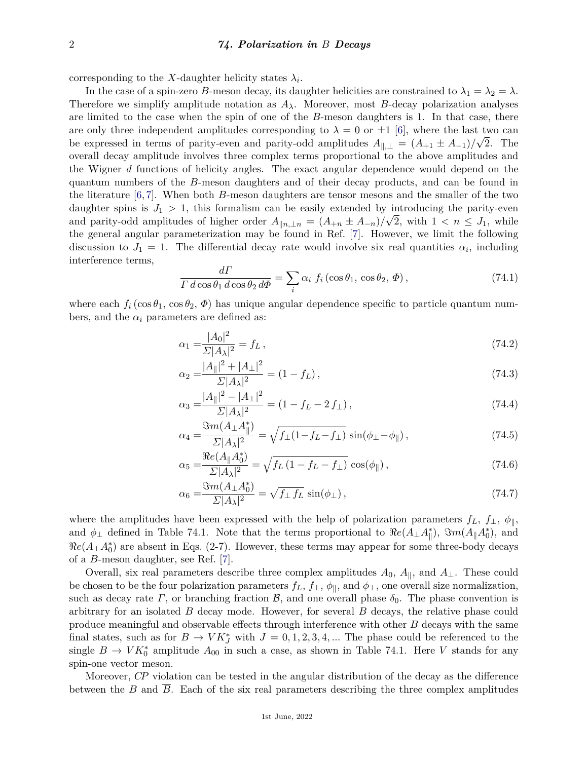corresponding to the $X$-daughter helicity states $\lambda_i$.

In the case of a spin-zero $B$-meson decay, its daughter helicities are constrained to $\lambda_1 = \lambda_2 = \lambda$. Therefore we simplify amplitude notation as $A_\lambda$. Moreover, most $B$-decay polarization analyses are limited to the case when the spin of one of the $B$-meson daughters is 1. In that case, there are only three independent amplitudes corresponding to $\lambda = 0$ or $\pm 1$ [6], where the last two can be expressed in terms of parity-even and parity-odd amplitudes $A_{\parallel,\perp} = (A_{+1} \pm A_{-1})/\sqrt{2}$. The overall decay amplitude involves three complex terms proportional to the above amplitudes and the Wigner $d$ functions of helicity angles. The exact angular dependence would depend on the quantum numbers of the $B$-meson daughters and of their decay products, and can be found in the literature [6,7]. When both $B$-meson daughters are tensor mesons and the smaller of the two daughter spins is $J_1 > 1$, this formalism can be easily extended by introducing the parity-even and parity-odd amplitudes of higher order $A_{\parallel n, \perp n} = (A_{+n} \pm A_{-n})/\sqrt{2}$, with $1 < n \leq J_1$, while the general angular parameterization may be found in Ref. [7]. However, we limit the following discussion to $J_1 = 1$. The differential decay rate would involve six real quantities $\alpha_i$, including interference terms,

$$\frac{d\Gamma}{\Gamma \, d\cos\theta_1 \, d\cos\theta_2 \, d\Phi} = \sum_i \alpha_i \; f_i \left(\cos\theta_1, \, \cos\theta_2, \, \Phi\right), \tag{74.1}$$

where each $f_i \left(\cos\theta_1, \, \cos\theta_2, \, \Phi\right)$ has unique angular dependence specific to particle quantum numbers, and the $\alpha_i$ parameters are defined as:

$$\alpha_1 = \frac{|A_0|^2}{\Sigma |A_\lambda|^2} = f_L \,, \tag{74.2}$$

$$\alpha_2 = \frac{|A_\parallel|^2 + |A_\perp|^2}{\Sigma |A_\lambda|^2} = (1 - f_L) \,, \tag{74.3}$$

$$\alpha_3 = \frac{|A_\parallel|^2 - |A_\perp|^2}{\Sigma |A_\lambda|^2} = (1 - f_L - 2\, f_\perp) \,, \tag{74.4}$$

$$\alpha_4 = \frac{\Im m(A_\perp A_\parallel^*)}{\Sigma |A_\lambda|^2} = \sqrt{f_\perp (1 - f_L - f_\perp)}\, \sin(\phi_\perp - \phi_\parallel) \,, \tag{74.5}$$

$$\alpha_5 = \frac{\Re e(A_\parallel A_0^*)}{\Sigma |A_\lambda|^2} = \sqrt{f_L \,(1 - f_L - f_\perp)}\, \cos(\phi_\parallel) \,, \tag{74.6}$$

$$\alpha_6 = \frac{\Im m(A_\perp A_0^*)}{\Sigma |A_\lambda|^2} = \sqrt{f_\perp \, f_L}\, \sin(\phi_\perp) \,, \tag{74.7}$$

where the amplitudes have been expressed with the help of polarization parameters $f_L$, $f_\perp$, $\phi_\parallel$, and $\phi_\perp$ defined in Table 74.1. Note that the terms proportional to $\Re e(A_\perp A_\parallel^*)$, $\Im m(A_\parallel A_0^*)$, and $\Re e(A_\perp A_0^*)$ are absent in Eqs. (2-7). However, these terms may appear for some three-body decays of a $B$-meson daughter, see Ref. [7].

Overall, six real parameters describe three complex amplitudes $A_0$, $A_\parallel$, and $A_\perp$. These could be chosen to be the four polarization parameters $f_L$, $f_\perp$, $\phi_\parallel$, and $\phi_\perp$, one overall size normalization, such as decay rate $\Gamma$, or branching fraction $\mathcal{B}$, and one overall phase $\delta_0$. The phase convention is arbitrary for an isolated $B$ decay mode. However, for several $B$ decays, the relative phase could produce meaningful and observable effects through interference with other $B$ decays with the same final states, such as for $B \to V K_J^*$ with $J = 0, 1, 2, 3, 4, ...$ The phase could be referenced to the single $B \to V K_0^*$ amplitude $A_{00}$ in such a case, as shown in Table 74.1. Here $V$ stands for any spin-one vector meson.

Moreover, *CP* violation can be tested in the angular distribution of the decay as the difference between the $B$ and $\overline{B}$. Each of the six real parameters describing the three complex amplitudes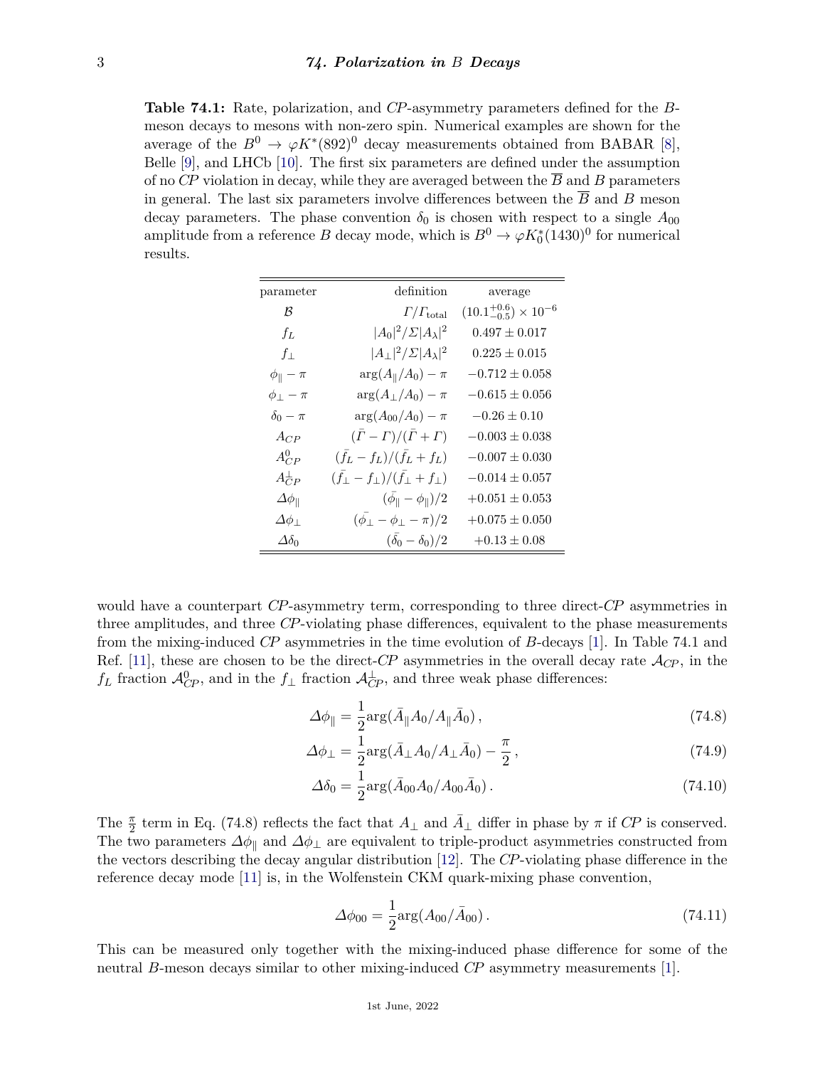**Table 74.1:** Rate, polarization, and *CP*-asymmetry parameters defined for the *B*-meson decays to mesons with non-zero spin. Numerical examples are shown for the average of the $B^0 \to \varphi K^*(892)^0$ decay measurements obtained from BABAR [8], Belle [9], and LHCb [10]. The first six parameters are defined under the assumption of no *CP* violation in decay, while they are averaged between the $\overline{B}$ and $B$ parameters in general. The last six parameters involve differences between the $\overline{B}$ and $B$ meson decay parameters. The phase convention $\delta_0$ is chosen with respect to a single $A_{00}$ amplitude from a reference $B$ decay mode, which is $B^0 \to \varphi K_0^*(1430)^0$ for numerical results.

| parameter | definition | average |
|---|---|---|
| $\mathcal{B}$ | $\Gamma/\Gamma_{\text{total}}$ | $(10.1^{+0.6}_{-0.5}) \times 10^{-6}$ |
| $f_L$ | $\lvert A_0\rvert^2/\Sigma\lvert A_\lambda\rvert^2$ | $0.497 \pm 0.017$ |
| $f_\perp$ | $\lvert A_\perp\rvert^2/\Sigma\lvert A_\lambda\rvert^2$ | $0.225 \pm 0.015$ |
| $\phi_\parallel - \pi$ | $\arg(A_\parallel/A_0) - \pi$ | $-0.712 \pm 0.058$ |
| $\phi_\perp - \pi$ | $\arg(A_\perp/A_0) - \pi$ | $-0.615 \pm 0.056$ |
| $\delta_0 - \pi$ | $\arg(A_{00}/A_0) - \pi$ | $-0.26 \pm 0.10$ |
| $A_{CP}$ | $(\bar{\Gamma} - \Gamma)/(\bar{\Gamma} + \Gamma)$ | $-0.003 \pm 0.038$ |
| $A^0_{CP}$ | $(\bar{f}_L - f_L)/(\bar{f}_L + f_L)$ | $-0.007 \pm 0.030$ |
| $A^\perp_{CP}$ | $(\bar{f}_\perp - f_\perp)/(\bar{f}_\perp + f_\perp)$ | $-0.014 \pm 0.057$ |
| $\Delta\phi_\parallel$ | $(\bar{\phi}_\parallel - \phi_\parallel)/2$ | $+0.051 \pm 0.053$ |
| $\Delta\phi_\perp$ | $(\bar{\phi}_\perp - \phi_\perp - \pi)/2$ | $+0.075 \pm 0.050$ |
| $\Delta\delta_0$ | $(\bar{\delta}_0 - \delta_0)/2$ | $+0.13 \pm 0.08$ |

would have a counterpart *CP*-asymmetry term, corresponding to three direct-*CP* asymmetries in three amplitudes, and three *CP*-violating phase differences, equivalent to the phase measurements from the mixing-induced *CP* asymmetries in the time evolution of *B*-decays [1]. In Table 74.1 and Ref. [11], these are chosen to be the direct-*CP* asymmetries in the overall decay rate $\mathcal{A}_{CP}$, in the $f_L$ fraction $\mathcal{A}^0_{CP}$, and in the $f_\perp$ fraction $\mathcal{A}^\perp_{CP}$, and three weak phase differences:

$$\Delta\phi_\parallel = \frac{1}{2}\arg(\bar{A}_\parallel A_0/A_\parallel \bar{A}_0)\,, \tag{74.8}$$

$$\Delta\phi_\perp = \frac{1}{2}\arg(\bar{A}_\perp A_0/A_\perp \bar{A}_0) - \frac{\pi}{2}\,, \tag{74.9}$$

$$\Delta\delta_0 = \frac{1}{2}\arg(\bar{A}_{00} A_0/A_{00} \bar{A}_0)\,. \tag{74.10}$$

The $\frac{\pi}{2}$ term in Eq. (74.8) reflects the fact that $A_\perp$ and $\bar{A}_\perp$ differ in phase by $\pi$ if *CP* is conserved. The two parameters $\Delta\phi_\parallel$ and $\Delta\phi_\perp$ are equivalent to triple-product asymmetries constructed from the vectors describing the decay angular distribution [12]. The *CP*-violating phase difference in the reference decay mode [11] is, in the Wolfenstein CKM quark-mixing phase convention,

$$\Delta\phi_{00} = \frac{1}{2}\arg(A_{00}/\bar{A}_{00})\,. \tag{74.11}$$

This can be measured only together with the mixing-induced phase difference for some of the neutral *B*-meson decays similar to other mixing-induced *CP* asymmetry measurements [1].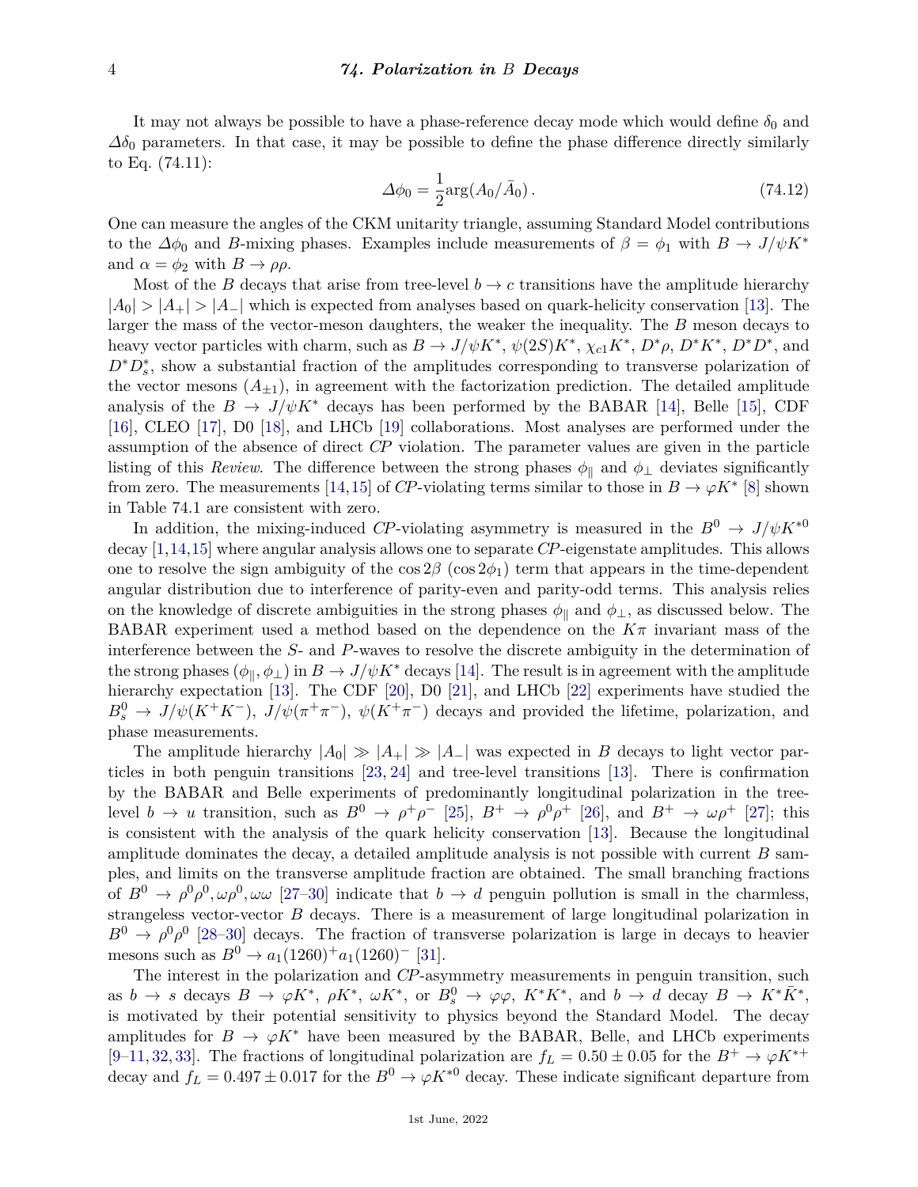It may not always be possible to have a phase-reference decay mode which would define $\delta_0$ and $\Delta\delta_0$ parameters. In that case, it may be possible to define the phase difference directly similarly to Eq. (74.11):

$$\Delta\phi_0 = \frac{1}{2}\arg(A_0/\bar{A}_0)\,. \tag{74.12}$$

One can measure the angles of the CKM unitarity triangle, assuming Standard Model contributions to the $\Delta\phi_0$ and $B$-mixing phases. Examples include measurements of $\beta = \phi_1$ with $B \to J/\psi K^*$ and $\alpha = \phi_2$ with $B \to \rho\rho$.

Most of the $B$ decays that arise from tree-level $b \to c$ transitions have the amplitude hierarchy $|A_0| > |A_+| > |A_-|$ which is expected from analyses based on quark-helicity conservation [13]. The larger the mass of the vector-meson daughters, the weaker the inequality. The $B$ meson decays to heavy vector particles with charm, such as $B \to J/\psi K^*$, $\psi(2S)K^*$, $\chi_{c1}K^*$, $D^*\rho$, $D^*K^*$, $D^*D^*$, and $D^*D_s^*$, show a substantial fraction of the amplitudes corresponding to transverse polarization of the vector mesons ($A_{\pm1}$), in agreement with the factorization prediction. The detailed amplitude analysis of the $B \to J/\psi K^*$ decays has been performed by the BABAR [14], Belle [15], CDF [16], CLEO [17], D0 [18], and LHCb [19] collaborations. Most analyses are performed under the assumption of the absence of direct *CP* violation. The parameter values are given in the particle listing of this *Review*. The difference between the strong phases $\phi_\parallel$ and $\phi_\perp$ deviates significantly from zero. The measurements [14,15] of *CP*-violating terms similar to those in $B \to \varphi K^*$ [8] shown in Table 74.1 are consistent with zero.

In addition, the mixing-induced *CP*-violating asymmetry is measured in the $B^0 \to J/\psi K^{*0}$ decay [1,14,15] where angular analysis allows one to separate *CP*-eigenstate amplitudes. This allows one to resolve the sign ambiguity of the $\cos 2\beta$ ($\cos 2\phi_1$) term that appears in the time-dependent angular distribution due to interference of parity-even and parity-odd terms. This analysis relies on the knowledge of discrete ambiguities in the strong phases $\phi_\parallel$ and $\phi_\perp$, as discussed below. The BABAR experiment used a method based on the dependence on the $K\pi$ invariant mass of the interference between the $S$- and $P$-waves to resolve the discrete ambiguity in the determination of the strong phases $(\phi_\parallel, \phi_\perp)$ in $B \to J/\psi K^*$ decays [14]. The result is in agreement with the amplitude hierarchy expectation [13]. The CDF [20], D0 [21], and LHCb [22] experiments have studied the $B_s^0 \to J/\psi(K^+K^-)$, $J/\psi(\pi^+\pi^-)$, $\psi(K^+\pi^-)$ decays and provided the lifetime, polarization, and phase measurements.

The amplitude hierarchy $|A_0| \gg |A_+| \gg |A_-|$ was expected in $B$ decays to light vector particles in both penguin transitions [23, 24] and tree-level transitions [13]. There is confirmation by the BABAR and Belle experiments of predominantly longitudinal polarization in the tree-level $b \to u$ transition, such as $B^0 \to \rho^+\rho^-$ [25], $B^+ \to \rho^0\rho^+$ [26], and $B^+ \to \omega\rho^+$ [27]; this is consistent with the analysis of the quark helicity conservation [13]. Because the longitudinal amplitude dominates the decay, a detailed amplitude analysis is not possible with current $B$ samples, and limits on the transverse amplitude fraction are obtained. The small branching fractions of $B^0 \to \rho^0\rho^0, \omega\rho^0, \omega\omega$ [27–30] indicate that $b \to d$ penguin pollution is small in the charmless, strangeless vector-vector $B$ decays. There is a measurement of large longitudinal polarization in $B^0 \to \rho^0\rho^0$ [28–30] decays. The fraction of transverse polarization is large in decays to heavier mesons such as $B^0 \to a_1(1260)^+ a_1(1260)^-$ [31].

The interest in the polarization and *CP*-asymmetry measurements in penguin transition, such as $b \to s$ decays $B \to \varphi K^*$, $\rho K^*$, $\omega K^*$, or $B_s^0 \to \varphi\varphi$, $K^*K^*$, and $b \to d$ decay $B \to K^*\bar{K}^*$, is motivated by their potential sensitivity to physics beyond the Standard Model. The decay amplitudes for $B \to \varphi K^*$ have been measured by the BABAR, Belle, and LHCb experiments [9–11, 32, 33]. The fractions of longitudinal polarization are $f_L = 0.50 \pm 0.05$ for the $B^+ \to \varphi K^{*+}$ decay and $f_L = 0.497 \pm 0.017$ for the $B^0 \to \varphi K^{*0}$ decay. These indicate significant departure from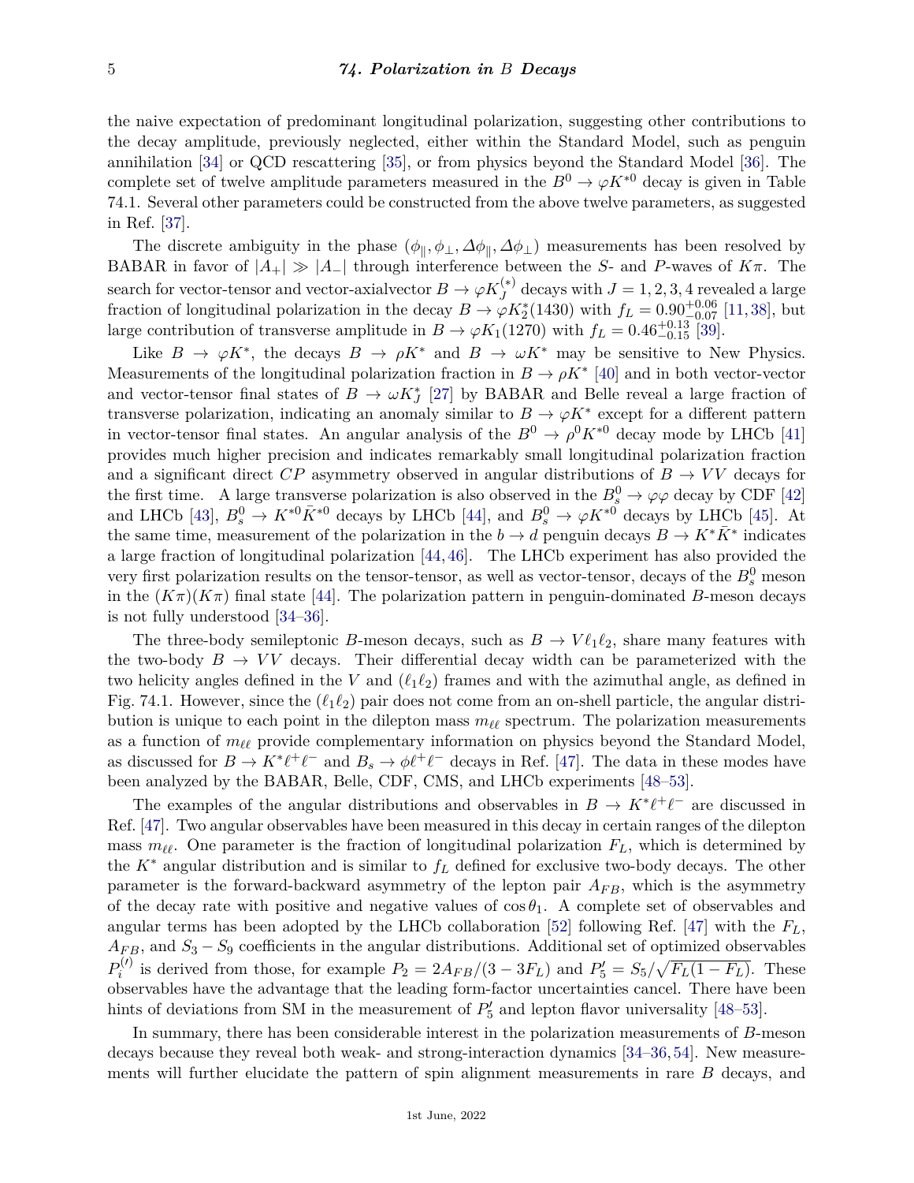the naive expectation of predominant longitudinal polarization, suggesting other contributions to the decay amplitude, previously neglected, either within the Standard Model, such as penguin annihilation [34] or QCD rescattering [35], or from physics beyond the Standard Model [36]. The complete set of twelve amplitude parameters measured in the $B^0 \to \varphi K^{*0}$ decay is given in Table 74.1. Several other parameters could be constructed from the above twelve parameters, as suggested in Ref. [37].

The discrete ambiguity in the phase $(\phi_\parallel, \phi_\perp, \Delta\phi_\parallel, \Delta\phi_\perp)$ measurements has been resolved by BABAR in favor of $|A_+| \gg |A_-|$ through interference between the $S$- and $P$-waves of $K\pi$. The search for vector-tensor and vector-axialvector $B \to \varphi K_J^{(*)}$ decays with $J = 1, 2, 3, 4$ revealed a large fraction of longitudinal polarization in the decay $B \to \varphi K_2^*(1430)$ with $f_L = 0.90^{+0.06}_{-0.07}$ [11, 38], but large contribution of transverse amplitude in $B \to \varphi K_1(1270)$ with $f_L = 0.46^{+0.13}_{-0.15}$ [39].

Like $B \to \varphi K^*$, the decays $B \to \rho K^*$ and $B \to \omega K^*$ may be sensitive to New Physics. Measurements of the longitudinal polarization fraction in $B \to \rho K^*$ [40] and in both vector-vector and vector-tensor final states of $B \to \omega K_J^*$ [27] by BABAR and Belle reveal a large fraction of transverse polarization, indicating an anomaly similar to $B \to \varphi K^*$ except for a different pattern in vector-tensor final states. An angular analysis of the $B^0 \to \rho^0 K^{*0}$ decay mode by LHCb [41] provides much higher precision and indicates remarkably small longitudinal polarization fraction and a significant direct $CP$ asymmetry observed in angular distributions of $B \to VV$ decays for the first time. A large transverse polarization is also observed in the $B_s^0 \to \varphi\varphi$ decay by CDF [42] and LHCb [43], $B_s^0 \to K^{*0}\bar{K}^{*0}$ decays by LHCb [44], and $B_s^0 \to \varphi K^{*0}$ decays by LHCb [45]. At the same time, measurement of the polarization in the $b \to d$ penguin decays $B \to K^*\bar{K}^*$ indicates a large fraction of longitudinal polarization [44, 46]. The LHCb experiment has also provided the very first polarization results on the tensor-tensor, as well as vector-tensor, decays of the $B_s^0$ meson in the $(K\pi)(K\pi)$ final state [44]. The polarization pattern in penguin-dominated $B$-meson decays is not fully understood [34–36].

The three-body semileptonic $B$-meson decays, such as $B \to V\ell_1\ell_2$, share many features with the two-body $B \to VV$ decays. Their differential decay width can be parameterized with the two helicity angles defined in the $V$ and $(\ell_1\ell_2)$ frames and with the azimuthal angle, as defined in Fig. 74.1. However, since the $(\ell_1\ell_2)$ pair does not come from an on-shell particle, the angular distribution is unique to each point in the dilepton mass $m_{\ell\ell}$ spectrum. The polarization measurements as a function of $m_{\ell\ell}$ provide complementary information on physics beyond the Standard Model, as discussed for $B \to K^*\ell^+\ell^-$ and $B_s \to \phi\ell^+\ell^-$ decays in Ref. [47]. The data in these modes have been analyzed by the BABAR, Belle, CDF, CMS, and LHCb experiments [48–53].

The examples of the angular distributions and observables in $B \to K^*\ell^+\ell^-$ are discussed in Ref. [47]. Two angular observables have been measured in this decay in certain ranges of the dilepton mass $m_{\ell\ell}$. One parameter is the fraction of longitudinal polarization $F_L$, which is determined by the $K^*$ angular distribution and is similar to $f_L$ defined for exclusive two-body decays. The other parameter is the forward-backward asymmetry of the lepton pair $A_{FB}$, which is the asymmetry of the decay rate with positive and negative values of $\cos\theta_1$. A complete set of observables and angular terms has been adopted by the LHCb collaboration [52] following Ref. [47] with the $F_L$, $A_{FB}$, and $S_3 - S_9$ coefficients in the angular distributions. Additional set of optimized observables $P_i^{(\prime)}$ is derived from those, for example $P_2 = 2A_{FB}/(3 - 3F_L)$ and $P_5' = S_5/\sqrt{F_L(1 - F_L)}$. These observables have the advantage that the leading form-factor uncertainties cancel. There have been hints of deviations from SM in the measurement of $P_5'$ and lepton flavor universality [48–53].

In summary, there has been considerable interest in the polarization measurements of $B$-meson decays because they reveal both weak- and strong-interaction dynamics [34–36, 54]. New measurements will further elucidate the pattern of spin alignment measurements in rare $B$ decays, and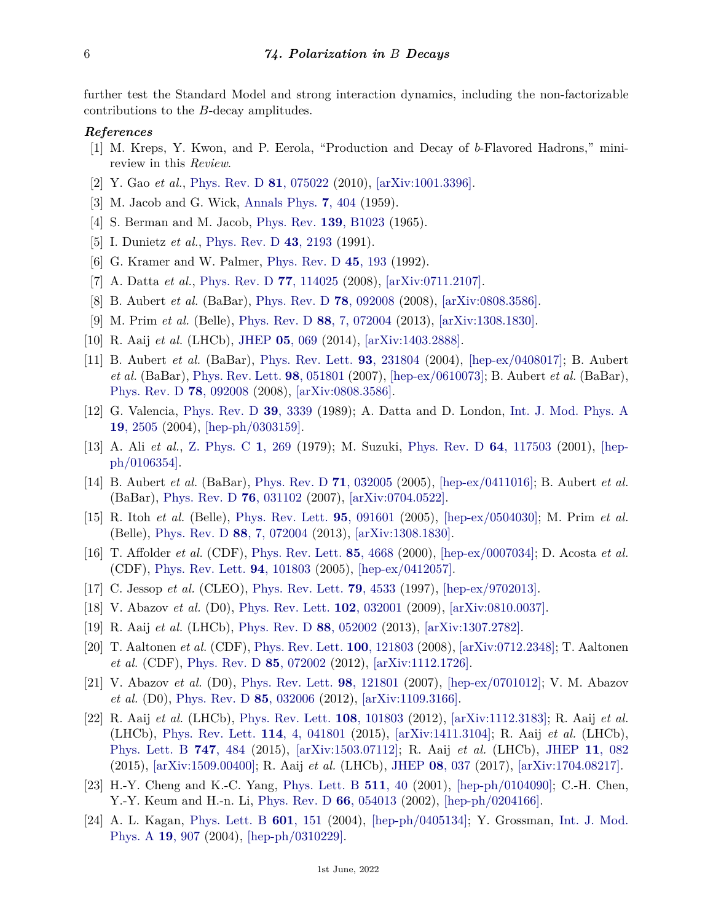further test the Standard Model and strong interaction dynamics, including the non-factorizable contributions to the $B$-decay amplitudes.

### *References*

[1] M. Kreps, Y. Kwon, and P. Eerola, "Production and Decay of $b$-Flavored Hadrons," mini-review in this *Review*.

[2] Y. Gao *et al.*, Phys. Rev. D **81**, 075022 (2010), [arXiv:1001.3396].

[3] M. Jacob and G. Wick, Annals Phys. **7**, 404 (1959).

[4] S. Berman and M. Jacob, Phys. Rev. **139**, B1023 (1965).

[5] I. Dunietz *et al.*, Phys. Rev. D **43**, 2193 (1991).

[6] G. Kramer and W. Palmer, Phys. Rev. D **45**, 193 (1992).

[7] A. Datta *et al.*, Phys. Rev. D **77**, 114025 (2008), [arXiv:0711.2107].

[8] B. Aubert *et al.* (BaBar), Phys. Rev. D **78**, 092008 (2008), [arXiv:0808.3586].

[9] M. Prim *et al.* (Belle), Phys. Rev. D **88**, 7, 072004 (2013), [arXiv:1308.1830].

[10] R. Aaij *et al.* (LHCb), JHEP **05**, 069 (2014), [arXiv:1403.2888].

[11] B. Aubert *et al.* (BaBar), Phys. Rev. Lett. **93**, 231804 (2004), [hep-ex/0408017]; B. Aubert *et al.* (BaBar), Phys. Rev. Lett. **98**, 051801 (2007), [hep-ex/0610073]; B. Aubert *et al.* (BaBar), Phys. Rev. D **78**, 092008 (2008), [arXiv:0808.3586].

[12] G. Valencia, Phys. Rev. D **39**, 3339 (1989); A. Datta and D. London, Int. J. Mod. Phys. A **19**, 2505 (2004), [hep-ph/0303159].

[13] A. Ali *et al.*, Z. Phys. C **1**, 269 (1979); M. Suzuki, Phys. Rev. D **64**, 117503 (2001), [hep-ph/0106354].

[14] B. Aubert *et al.* (BaBar), Phys. Rev. D **71**, 032005 (2005), [hep-ex/0411016]; B. Aubert *et al.* (BaBar), Phys. Rev. D **76**, 031102 (2007), [arXiv:0704.0522].

[15] R. Itoh *et al.* (Belle), Phys. Rev. Lett. **95**, 091601 (2005), [hep-ex/0504030]; M. Prim *et al.* (Belle), Phys. Rev. D **88**, 7, 072004 (2013), [arXiv:1308.1830].

[16] T. Affolder *et al.* (CDF), Phys. Rev. Lett. **85**, 4668 (2000), [hep-ex/0007034]; D. Acosta *et al.* (CDF), Phys. Rev. Lett. **94**, 101803 (2005), [hep-ex/0412057].

[17] C. Jessop *et al.* (CLEO), Phys. Rev. Lett. **79**, 4533 (1997), [hep-ex/9702013].

[18] V. Abazov *et al.* (D0), Phys. Rev. Lett. **102**, 032001 (2009), [arXiv:0810.0037].

[19] R. Aaij *et al.* (LHCb), Phys. Rev. D **88**, 052002 (2013), [arXiv:1307.2782].

[20] T. Aaltonen *et al.* (CDF), Phys. Rev. Lett. **100**, 121803 (2008), [arXiv:0712.2348]; T. Aaltonen *et al.* (CDF), Phys. Rev. D **85**, 072002 (2012), [arXiv:1112.1726].

[21] V. Abazov *et al.* (D0), Phys. Rev. Lett. **98**, 121801 (2007), [hep-ex/0701012]; V. M. Abazov *et al.* (D0), Phys. Rev. D **85**, 032006 (2012), [arXiv:1109.3166].

[22] R. Aaij *et al.* (LHCb), Phys. Rev. Lett. **108**, 101803 (2012), [arXiv:1112.3183]; R. Aaij *et al.* (LHCb), Phys. Rev. Lett. **114**, 4, 041801 (2015), [arXiv:1411.3104]; R. Aaij *et al.* (LHCb), Phys. Lett. B **747**, 484 (2015), [arXiv:1503.07112]; R. Aaij *et al.* (LHCb), JHEP **11**, 082 (2015), [arXiv:1509.00400]; R. Aaij *et al.* (LHCb), JHEP **08**, 037 (2017), [arXiv:1704.08217].

[23] H.-Y. Cheng and K.-C. Yang, Phys. Lett. B **511**, 40 (2001), [hep-ph/0104090]; C.-H. Chen, Y.-Y. Keum and H.-n. Li, Phys. Rev. D **66**, 054013 (2002), [hep-ph/0204166].

[24] A. L. Kagan, Phys. Lett. B **601**, 151 (2004), [hep-ph/0405134]; Y. Grossman, Int. J. Mod. Phys. A **19**, 907 (2004), [hep-ph/0310229].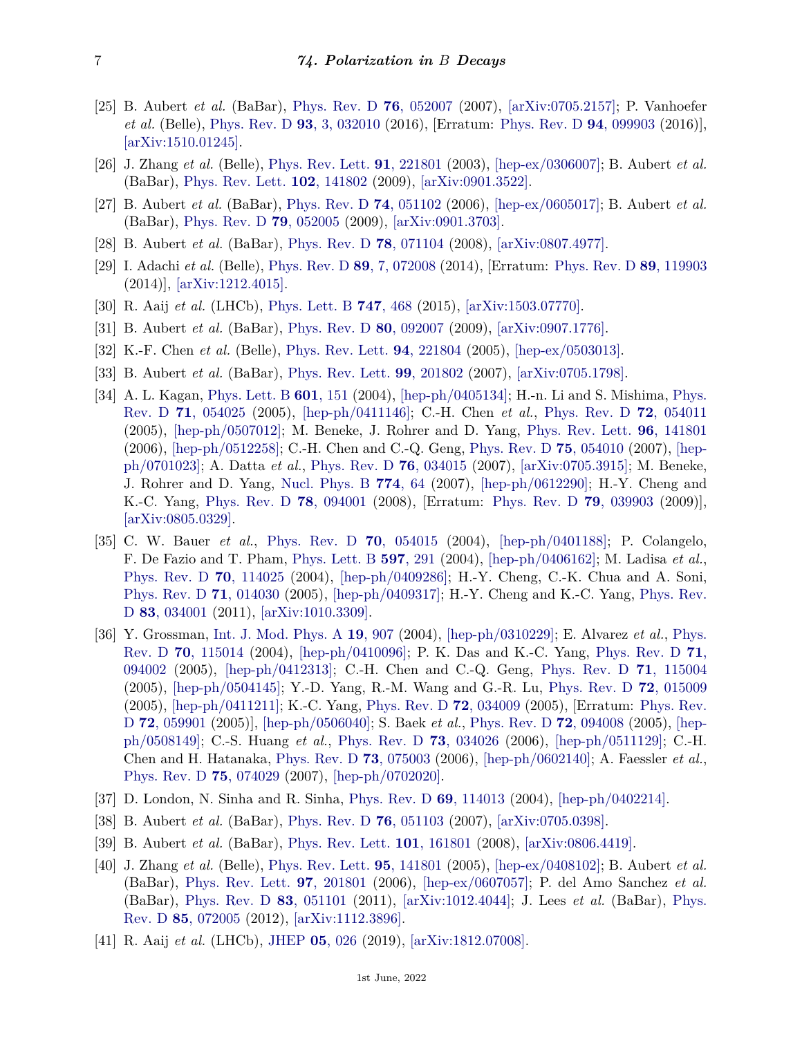[25] B. Aubert *et al.* (BaBar), Phys. Rev. D **76**, 052007 (2007), [arXiv:0705.2157]; P. Vanhoefer *et al.* (Belle), Phys. Rev. D **93**, 3, 032010 (2016), [Erratum: Phys. Rev. D **94**, 099903 (2016)], [arXiv:1510.01245].

[26] J. Zhang *et al.* (Belle), Phys. Rev. Lett. **91**, 221801 (2003), [hep-ex/0306007]; B. Aubert *et al.* (BaBar), Phys. Rev. Lett. **102**, 141802 (2009), [arXiv:0901.3522].

[27] B. Aubert *et al.* (BaBar), Phys. Rev. D **74**, 051102 (2006), [hep-ex/0605017]; B. Aubert *et al.* (BaBar), Phys. Rev. D **79**, 052005 (2009), [arXiv:0901.3703].

[28] B. Aubert *et al.* (BaBar), Phys. Rev. D **78**, 071104 (2008), [arXiv:0807.4977].

[29] I. Adachi *et al.* (Belle), Phys. Rev. D **89**, 7, 072008 (2014), [Erratum: Phys. Rev. D **89**, 119903 (2014)], [arXiv:1212.4015].

[30] R. Aaij *et al.* (LHCb), Phys. Lett. B **747**, 468 (2015), [arXiv:1503.07770].

[31] B. Aubert *et al.* (BaBar), Phys. Rev. D **80**, 092007 (2009), [arXiv:0907.1776].

[32] K.-F. Chen *et al.* (Belle), Phys. Rev. Lett. **94**, 221804 (2005), [hep-ex/0503013].

[33] B. Aubert *et al.* (BaBar), Phys. Rev. Lett. **99**, 201802 (2007), [arXiv:0705.1798].

[34] A. L. Kagan, Phys. Lett. B **601**, 151 (2004), [hep-ph/0405134]; H.-n. Li and S. Mishima, Phys. Rev. D **71**, 054025 (2005), [hep-ph/0411146]; C.-H. Chen *et al.*, Phys. Rev. D **72**, 054011 (2005), [hep-ph/0507012]; M. Beneke, J. Rohrer and D. Yang, Phys. Rev. Lett. **96**, 141801 (2006), [hep-ph/0512258]; C.-H. Chen and C.-Q. Geng, Phys. Rev. D **75**, 054010 (2007), [hep-ph/0701023]; A. Datta *et al.*, Phys. Rev. D **76**, 034015 (2007), [arXiv:0705.3915]; M. Beneke, J. Rohrer and D. Yang, Nucl. Phys. B **774**, 64 (2007), [hep-ph/0612290]; H.-Y. Cheng and K.-C. Yang, Phys. Rev. D **78**, 094001 (2008), [Erratum: Phys. Rev. D **79**, 039903 (2009)], [arXiv:0805.0329].

[35] C. W. Bauer *et al.*, Phys. Rev. D **70**, 054015 (2004), [hep-ph/0401188]; P. Colangelo, F. De Fazio and T. Pham, Phys. Lett. B **597**, 291 (2004), [hep-ph/0406162]; M. Ladisa *et al.*, Phys. Rev. D **70**, 114025 (2004), [hep-ph/0409286]; H.-Y. Cheng, C.-K. Chua and A. Soni, Phys. Rev. D **71**, 014030 (2005), [hep-ph/0409317]; H.-Y. Cheng and K.-C. Yang, Phys. Rev. D **83**, 034001 (2011), [arXiv:1010.3309].

[36] Y. Grossman, Int. J. Mod. Phys. A **19**, 907 (2004), [hep-ph/0310229]; E. Alvarez *et al.*, Phys. Rev. D **70**, 115014 (2004), [hep-ph/0410096]; P. K. Das and K.-C. Yang, Phys. Rev. D **71**, 094002 (2005), [hep-ph/0412313]; C.-H. Chen and C.-Q. Geng, Phys. Rev. D **71**, 115004 (2005), [hep-ph/0504145]; Y.-D. Yang, R.-M. Wang and G.-R. Lu, Phys. Rev. D **72**, 015009 (2005), [hep-ph/0411211]; K.-C. Yang, Phys. Rev. D **72**, 034009 (2005), [Erratum: Phys. Rev. D **72**, 059901 (2005)], [hep-ph/0506040]; S. Baek *et al.*, Phys. Rev. D **72**, 094008 (2005), [hep-ph/0508149]; C.-S. Huang *et al.*, Phys. Rev. D **73**, 034026 (2006), [hep-ph/0511129]; C.-H. Chen and H. Hatanaka, Phys. Rev. D **73**, 075003 (2006), [hep-ph/0602140]; A. Faessler *et al.*, Phys. Rev. D **75**, 074029 (2007), [hep-ph/0702020].

[37] D. London, N. Sinha and R. Sinha, Phys. Rev. D **69**, 114013 (2004), [hep-ph/0402214].

[38] B. Aubert *et al.* (BaBar), Phys. Rev. D **76**, 051103 (2007), [arXiv:0705.0398].

[39] B. Aubert *et al.* (BaBar), Phys. Rev. Lett. **101**, 161801 (2008), [arXiv:0806.4419].

[40] J. Zhang *et al.* (Belle), Phys. Rev. Lett. **95**, 141801 (2005), [hep-ex/0408102]; B. Aubert *et al.* (BaBar), Phys. Rev. Lett. **97**, 201801 (2006), [hep-ex/0607057]; P. del Amo Sanchez *et al.* (BaBar), Phys. Rev. D **83**, 051101 (2011), [arXiv:1012.4044]; J. Lees *et al.* (BaBar), Phys. Rev. D **85**, 072005 (2012), [arXiv:1112.3896].

[41] R. Aaij *et al.* (LHCb), JHEP **05**, 026 (2019), [arXiv:1812.07008].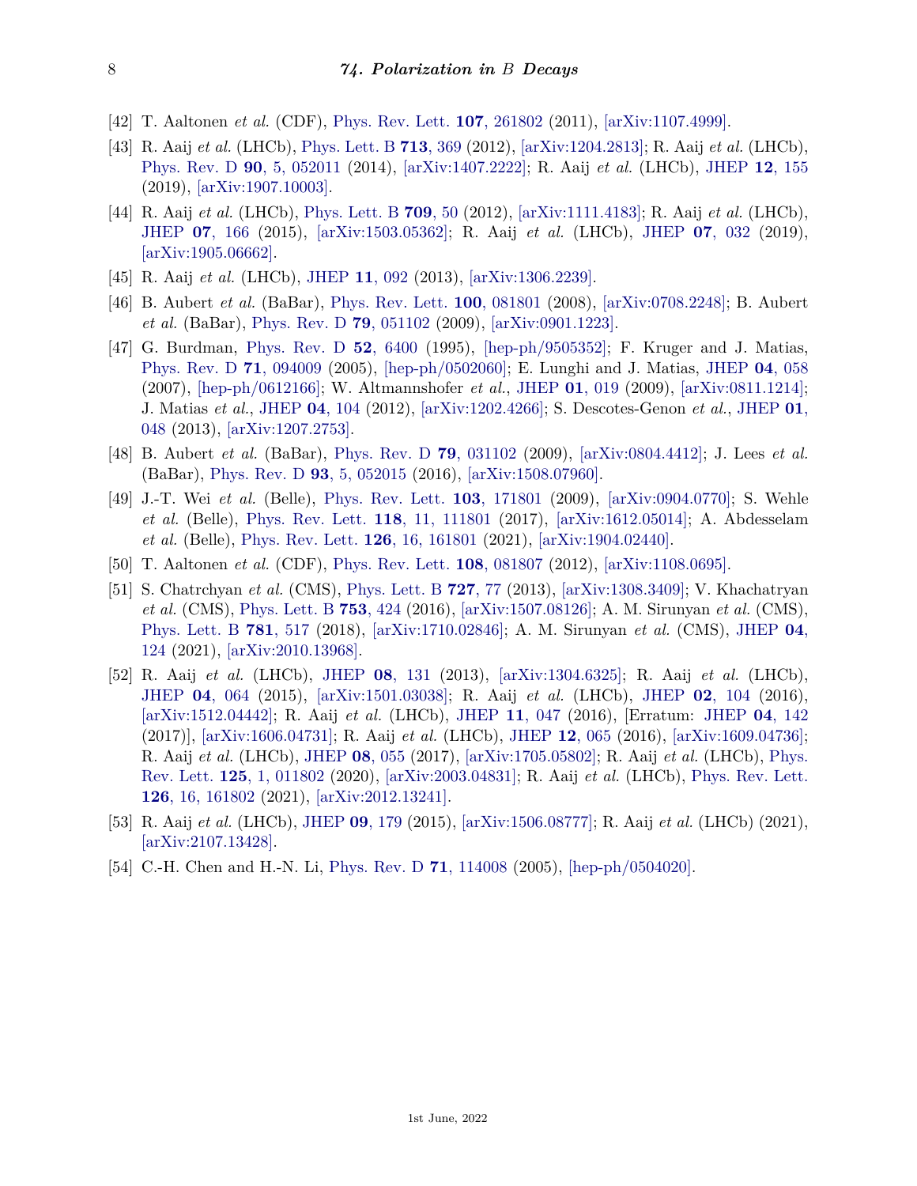[42] T. Aaltonen *et al.* (CDF), Phys. Rev. Lett. **107**, 261802 (2011), [arXiv:1107.4999].

[43] R. Aaij *et al.* (LHCb), Phys. Lett. B **713**, 369 (2012), [arXiv:1204.2813]; R. Aaij *et al.* (LHCb), Phys. Rev. D **90**, 5, 052011 (2014), [arXiv:1407.2222]; R. Aaij *et al.* (LHCb), JHEP **12**, 155 (2019), [arXiv:1907.10003].

[44] R. Aaij *et al.* (LHCb), Phys. Lett. B **709**, 50 (2012), [arXiv:1111.4183]; R. Aaij *et al.* (LHCb), JHEP **07**, 166 (2015), [arXiv:1503.05362]; R. Aaij *et al.* (LHCb), JHEP **07**, 032 (2019), [arXiv:1905.06662].

[45] R. Aaij *et al.* (LHCb), JHEP **11**, 092 (2013), [arXiv:1306.2239].

[46] B. Aubert *et al.* (BaBar), Phys. Rev. Lett. **100**, 081801 (2008), [arXiv:0708.2248]; B. Aubert *et al.* (BaBar), Phys. Rev. D **79**, 051102 (2009), [arXiv:0901.1223].

[47] G. Burdman, Phys. Rev. D **52**, 6400 (1995), [hep-ph/9505352]; F. Kruger and J. Matias, Phys. Rev. D **71**, 094009 (2005), [hep-ph/0502060]; E. Lunghi and J. Matias, JHEP **04**, 058 (2007), [hep-ph/0612166]; W. Altmannshofer *et al.*, JHEP **01**, 019 (2009), [arXiv:0811.1214]; J. Matias *et al.*, JHEP **04**, 104 (2012), [arXiv:1202.4266]; S. Descotes-Genon *et al.*, JHEP **01**, 048 (2013), [arXiv:1207.2753].

[48] B. Aubert *et al.* (BaBar), Phys. Rev. D **79**, 031102 (2009), [arXiv:0804.4412]; J. Lees *et al.* (BaBar), Phys. Rev. D **93**, 5, 052015 (2016), [arXiv:1508.07960].

[49] J.-T. Wei *et al.* (Belle), Phys. Rev. Lett. **103**, 171801 (2009), [arXiv:0904.0770]; S. Wehle *et al.* (Belle), Phys. Rev. Lett. **118**, 11, 111801 (2017), [arXiv:1612.05014]; A. Abdesselam *et al.* (Belle), Phys. Rev. Lett. **126**, 16, 161801 (2021), [arXiv:1904.02440].

[50] T. Aaltonen *et al.* (CDF), Phys. Rev. Lett. **108**, 081807 (2012), [arXiv:1108.0695].

[51] S. Chatrchyan *et al.* (CMS), Phys. Lett. B **727**, 77 (2013), [arXiv:1308.3409]; V. Khachatryan *et al.* (CMS), Phys. Lett. B **753**, 424 (2016), [arXiv:1507.08126]; A. M. Sirunyan *et al.* (CMS), Phys. Lett. B **781**, 517 (2018), [arXiv:1710.02846]; A. M. Sirunyan *et al.* (CMS), JHEP **04**, 124 (2021), [arXiv:2010.13968].

[52] R. Aaij *et al.* (LHCb), JHEP **08**, 131 (2013), [arXiv:1304.6325]; R. Aaij *et al.* (LHCb), JHEP **04**, 064 (2015), [arXiv:1501.03038]; R. Aaij *et al.* (LHCb), JHEP **02**, 104 (2016), [arXiv:1512.04442]; R. Aaij *et al.* (LHCb), JHEP **11**, 047 (2016), [Erratum: JHEP **04**, 142 (2017)], [arXiv:1606.04731]; R. Aaij *et al.* (LHCb), JHEP **12**, 065 (2016), [arXiv:1609.04736]; R. Aaij *et al.* (LHCb), JHEP **08**, 055 (2017), [arXiv:1705.05802]; R. Aaij *et al.* (LHCb), Phys. Rev. Lett. **125**, 1, 011802 (2020), [arXiv:2003.04831]; R. Aaij *et al.* (LHCb), Phys. Rev. Lett. **126**, 16, 161802 (2021), [arXiv:2012.13241].

[53] R. Aaij *et al.* (LHCb), JHEP **09**, 179 (2015), [arXiv:1506.08777]; R. Aaij *et al.* (LHCb) (2021), [arXiv:2107.13428].

[54] C.-H. Chen and H.-N. Li, Phys. Rev. D **71**, 114008 (2005), [hep-ph/0504020].